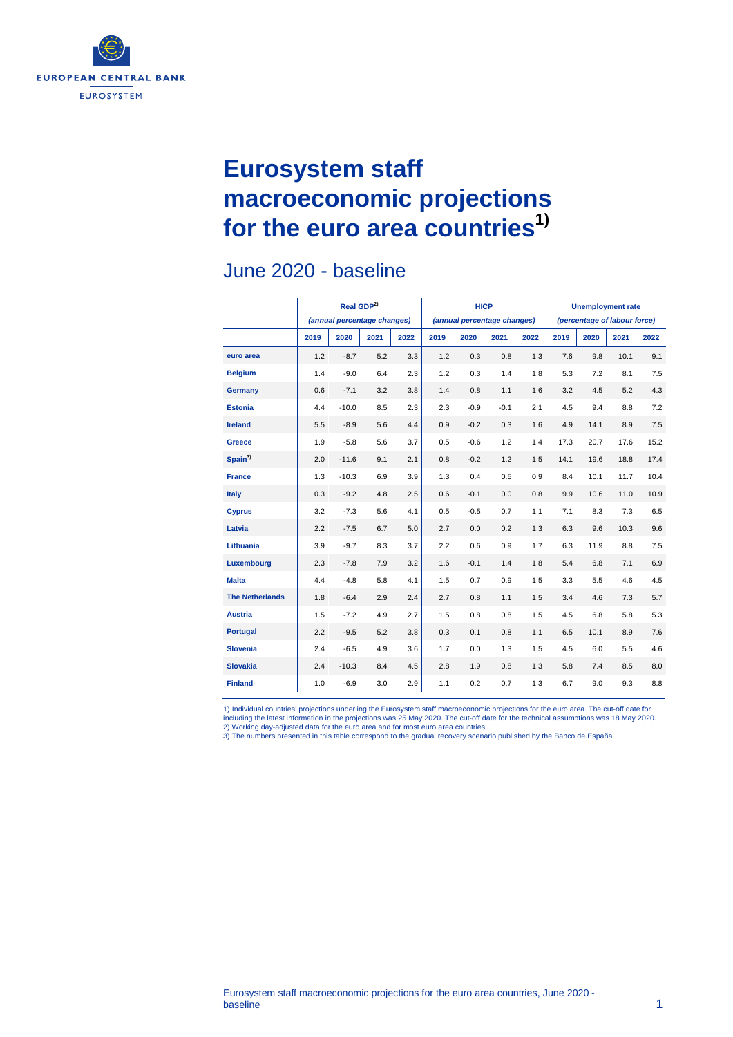# Eurosystem staff macroeconomic projections for the euro area countries[1)]

## June 2020 - baseline

| | Real GDP[2)] (annual percentage changes) | | | | HICP (annual percentage changes) | | | | Unemployment rate (percentage of labour force) | | | |
|---|---|---|---|---|---|---|---|---|---|---|---|---|
| | 2019 | 2020 | 2021 | 2022 | 2019 | 2020 | 2021 | 2022 | 2019 | 2020 | 2021 | 2022 |
| **euro area** | 1.2 | -8.7 | 5.2 | 3.3 | 1.2 | 0.3 | 0.8 | 1.3 | 7.6 | 9.8 | 10.1 | 9.1 |
| **Belgium** | 1.4 | -9.0 | 6.4 | 2.3 | 1.2 | 0.3 | 1.4 | 1.8 | 5.3 | 7.2 | 8.1 | 7.5 |
| **Germany** | 0.6 | -7.1 | 3.2 | 3.8 | 1.4 | 0.8 | 1.1 | 1.6 | 3.2 | 4.5 | 5.2 | 4.3 |
| **Estonia** | 4.4 | -10.0 | 8.5 | 2.3 | 2.3 | -0.9 | -0.1 | 2.1 | 4.5 | 9.4 | 8.8 | 7.2 |
| **Ireland** | 5.5 | -8.9 | 5.6 | 4.4 | 0.9 | -0.2 | 0.3 | 1.6 | 4.9 | 14.1 | 8.9 | 7.5 |
| **Greece** | 1.9 | -5.8 | 5.6 | 3.7 | 0.5 | -0.6 | 1.2 | 1.4 | 17.3 | 20.7 | 17.6 | 15.2 |
| **Spain[3)]** | 2.0 | -11.6 | 9.1 | 2.1 | 0.8 | -0.2 | 1.2 | 1.5 | 14.1 | 19.6 | 18.8 | 17.4 |
| **France** | 1.3 | -10.3 | 6.9 | 3.9 | 1.3 | 0.4 | 0.5 | 0.9 | 8.4 | 10.1 | 11.7 | 10.4 |
| **Italy** | 0.3 | -9.2 | 4.8 | 2.5 | 0.6 | -0.1 | 0.0 | 0.8 | 9.9 | 10.6 | 11.0 | 10.9 |
| **Cyprus** | 3.2 | -7.3 | 5.6 | 4.1 | 0.5 | -0.5 | 0.7 | 1.1 | 7.1 | 8.3 | 7.3 | 6.5 |
| **Latvia** | 2.2 | -7.5 | 6.7 | 5.0 | 2.7 | 0.0 | 0.2 | 1.3 | 6.3 | 9.6 | 10.3 | 9.6 |
| **Lithuania** | 3.9 | -9.7 | 8.3 | 3.7 | 2.2 | 0.6 | 0.9 | 1.7 | 6.3 | 11.9 | 8.8 | 7.5 |
| **Luxembourg** | 2.3 | -7.8 | 7.9 | 3.2 | 1.6 | -0.1 | 1.4 | 1.8 | 5.4 | 6.8 | 7.1 | 6.9 |
| **Malta** | 4.4 | -4.8 | 5.8 | 4.1 | 1.5 | 0.7 | 0.9 | 1.5 | 3.3 | 5.5 | 4.6 | 4.5 |
| **The Netherlands** | 1.8 | -6.4 | 2.9 | 2.4 | 2.7 | 0.8 | 1.1 | 1.5 | 3.4 | 4.6 | 7.3 | 5.7 |
| **Austria** | 1.5 | -7.2 | 4.9 | 2.7 | 1.5 | 0.8 | 0.8 | 1.5 | 4.5 | 6.8 | 5.8 | 5.3 |
| **Portugal** | 2.2 | -9.5 | 5.2 | 3.8 | 0.3 | 0.1 | 0.8 | 1.1 | 6.5 | 10.1 | 8.9 | 7.6 |
| **Slovenia** | 2.4 | -6.5 | 4.9 | 3.6 | 1.7 | 0.0 | 1.3 | 1.5 | 4.5 | 6.0 | 5.5 | 4.6 |
| **Slovakia** | 2.4 | -10.3 | 8.4 | 4.5 | 2.8 | 1.9 | 0.8 | 1.3 | 5.8 | 7.4 | 8.5 | 8.0 |
| **Finland** | 1.0 | -6.9 | 3.0 | 2.9 | 1.1 | 0.2 | 0.7 | 1.3 | 6.7 | 9.0 | 9.3 | 8.8 |

1) Individual countries' projections underling the Eurosystem staff macroeconomic projections for the euro area. The cut-off date for including the latest information in the projections was 25 May 2020. The cut-off date for the technical assumptions was 18 May 2020.
2) Working day-adjusted data for the euro area and for most euro area countries.
3) The numbers presented in this table correspond to the gradual recovery scenario published by the Banco de España.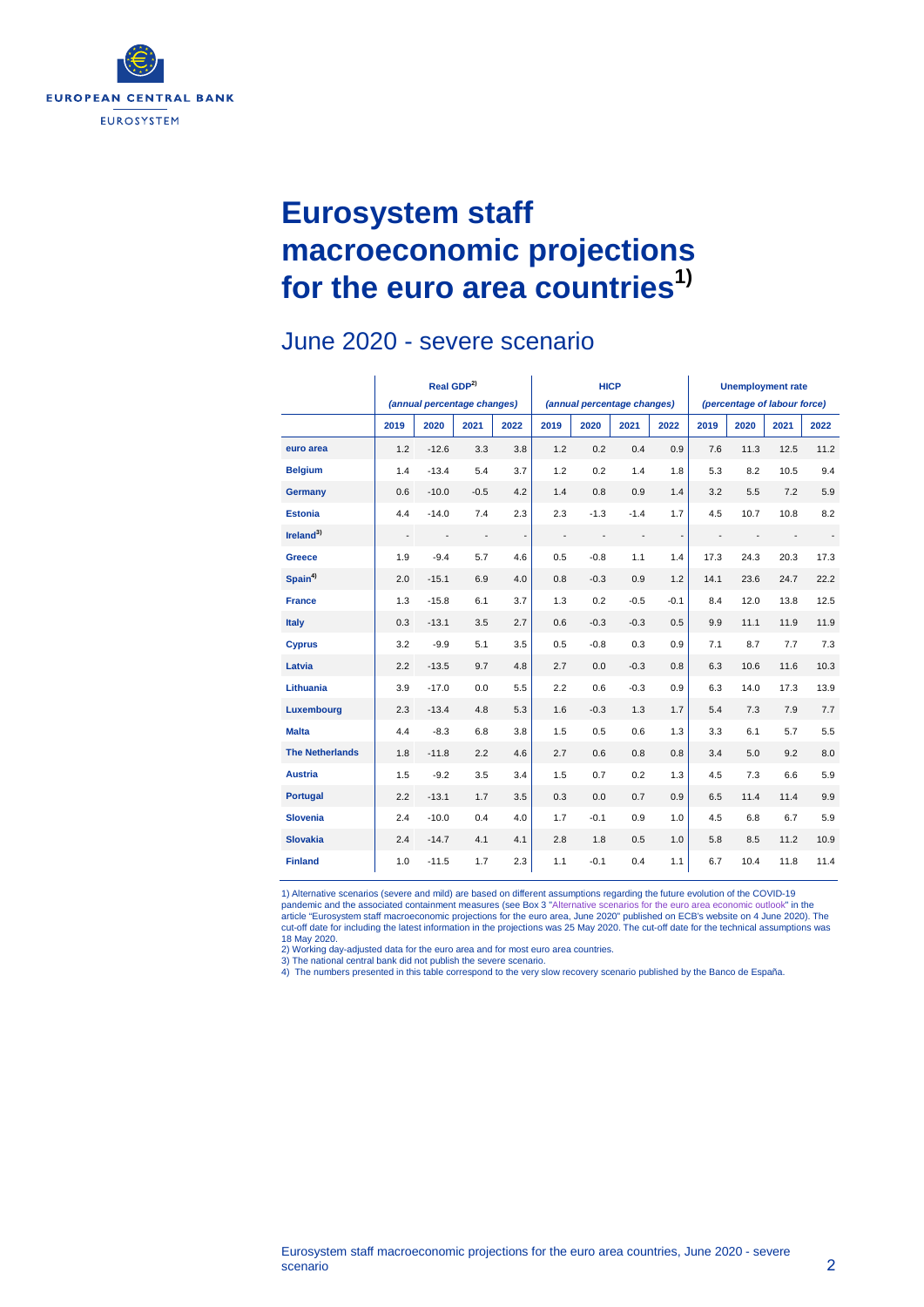# Eurosystem staff macroeconomic projections for the euro area countries[1]

## June 2020 - severe scenario

| | Real GDP[2] (annual percentage changes) | | | | HICP (annual percentage changes) | | | | Unemployment rate (percentage of labour force) | | | |
|---|---|---|---|---|---|---|---|---|---|---|---|---|
| | 2019 | 2020 | 2021 | 2022 | 2019 | 2020 | 2021 | 2022 | 2019 | 2020 | 2021 | 2022 |
| **euro area** | 1.2 | -12.6 | 3.3 | 3.8 | 1.2 | 0.2 | 0.4 | 0.9 | 7.6 | 11.3 | 12.5 | 11.2 |
| **Belgium** | 1.4 | -13.4 | 5.4 | 3.7 | 1.2 | 0.2 | 1.4 | 1.8 | 5.3 | 8.2 | 10.5 | 9.4 |
| **Germany** | 0.6 | -10.0 | -0.5 | 4.2 | 1.4 | 0.8 | 0.9 | 1.4 | 3.2 | 5.5 | 7.2 | 5.9 |
| **Estonia** | 4.4 | -14.0 | 7.4 | 2.3 | 2.3 | -1.3 | -1.4 | 1.7 | 4.5 | 10.7 | 10.8 | 8.2 |
| **Ireland[3]** | - | - | - | - | - | - | - | - | - | - | - | - |
| **Greece** | 1.9 | -9.4 | 5.7 | 4.6 | 0.5 | -0.8 | 1.1 | 1.4 | 17.3 | 24.3 | 20.3 | 17.3 |
| **Spain[4]** | 2.0 | -15.1 | 6.9 | 4.0 | 0.8 | -0.3 | 0.9 | 1.2 | 14.1 | 23.6 | 24.7 | 22.2 |
| **France** | 1.3 | -15.8 | 6.1 | 3.7 | 1.3 | 0.2 | -0.5 | -0.1 | 8.4 | 12.0 | 13.8 | 12.5 |
| **Italy** | 0.3 | -13.1 | 3.5 | 2.7 | 0.6 | -0.3 | -0.3 | 0.5 | 9.9 | 11.1 | 11.9 | 11.9 |
| **Cyprus** | 3.2 | -9.9 | 5.1 | 3.5 | 0.5 | -0.8 | 0.3 | 0.9 | 7.1 | 8.7 | 7.7 | 7.3 |
| **Latvia** | 2.2 | -13.5 | 9.7 | 4.8 | 2.7 | 0.0 | -0.3 | 0.8 | 6.3 | 10.6 | 11.6 | 10.3 |
| **Lithuania** | 3.9 | -17.0 | 0.0 | 5.5 | 2.2 | 0.6 | -0.3 | 0.9 | 6.3 | 14.0 | 17.3 | 13.9 |
| **Luxembourg** | 2.3 | -13.4 | 4.8 | 5.3 | 1.6 | -0.3 | 1.3 | 1.7 | 5.4 | 7.3 | 7.9 | 7.7 |
| **Malta** | 4.4 | -8.3 | 6.8 | 3.8 | 1.5 | 0.5 | 0.6 | 1.3 | 3.3 | 6.1 | 5.7 | 5.5 |
| **The Netherlands** | 1.8 | -11.8 | 2.2 | 4.6 | 2.7 | 0.6 | 0.8 | 0.8 | 3.4 | 5.0 | 9.2 | 8.0 |
| **Austria** | 1.5 | -9.2 | 3.5 | 3.4 | 1.5 | 0.7 | 0.2 | 1.3 | 4.5 | 7.3 | 6.6 | 5.9 |
| **Portugal** | 2.2 | -13.1 | 1.7 | 3.5 | 0.3 | 0.0 | 0.7 | 0.9 | 6.5 | 11.4 | 11.4 | 9.9 |
| **Slovenia** | 2.4 | -10.0 | 0.4 | 4.0 | 1.7 | -0.1 | 0.9 | 1.0 | 4.5 | 6.8 | 6.7 | 5.9 |
| **Slovakia** | 2.4 | -14.7 | 4.1 | 4.1 | 2.8 | 1.8 | 0.5 | 1.0 | 5.8 | 8.5 | 11.2 | 10.9 |
| **Finland** | 1.0 | -11.5 | 1.7 | 2.3 | 1.1 | -0.1 | 0.4 | 1.1 | 6.7 | 10.4 | 11.8 | 11.4 |

1) Alternative scenarios (severe and mild) are based on different assumptions regarding the future evolution of the COVID-19 pandemic and the associated containment measures (see Box 3 "Alternative scenarios for the euro area economic outlook" in the article "Eurosystem staff macroeconomic projections for the euro area, June 2020" published on ECB's website on 4 June 2020). The cut-off date for including the latest information in the projections was 25 May 2020. The cut-off date for the technical assumptions was 18 May 2020.
2) Working day-adjusted data for the euro area and for most euro area countries.
3) The national central bank did not publish the severe scenario.
4) The numbers presented in this table correspond to the very slow recovery scenario published by the Banco de España.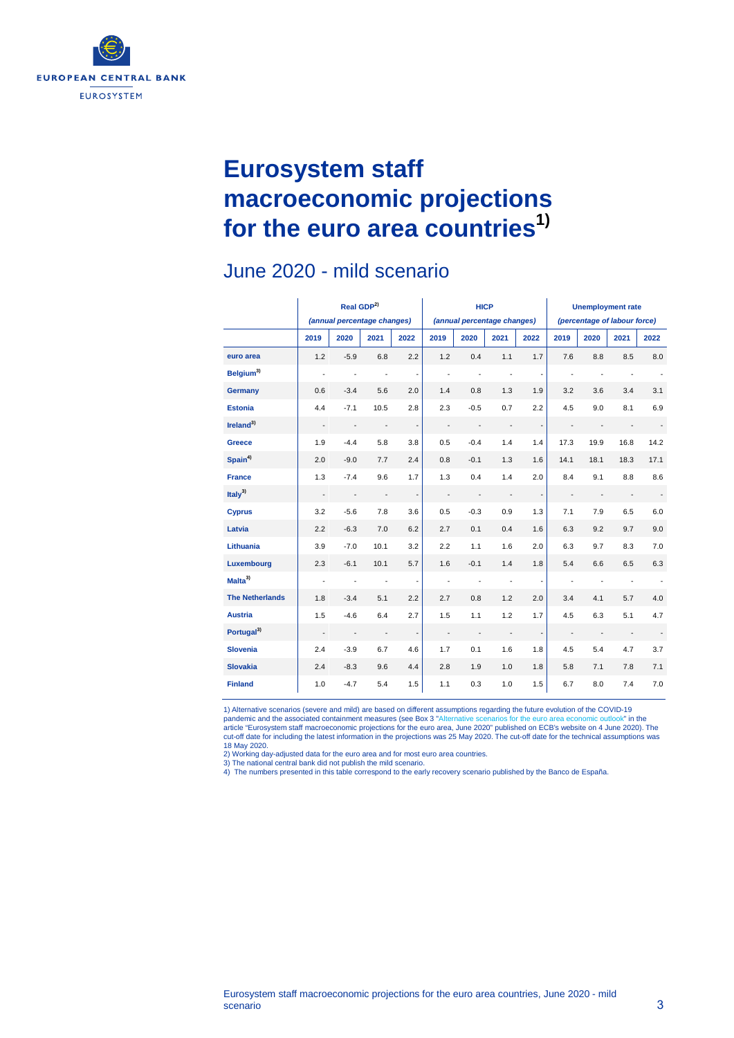# Eurosystem staff macroeconomic projections for the euro area countries[1)]

## June 2020 - mild scenario

| | Real GDP[2)] (annual percentage changes) | | | | HICP (annual percentage changes) | | | | Unemployment rate (percentage of labour force) | | | |
|---|---|---|---|---|---|---|---|---|---|---|---|---|
| | 2019 | 2020 | 2021 | 2022 | 2019 | 2020 | 2021 | 2022 | 2019 | 2020 | 2021 | 2022 |
| **euro area** | 1.2 | -5.9 | 6.8 | 2.2 | 1.2 | 0.4 | 1.1 | 1.7 | 7.6 | 8.8 | 8.5 | 8.0 |
| **Belgium[3)]** | - | - | - | - | - | - | - | - | - | - | - | - |
| **Germany** | 0.6 | -3.4 | 5.6 | 2.0 | 1.4 | 0.8 | 1.3 | 1.9 | 3.2 | 3.6 | 3.4 | 3.1 |
| **Estonia** | 4.4 | -7.1 | 10.5 | 2.8 | 2.3 | -0.5 | 0.7 | 2.2 | 4.5 | 9.0 | 8.1 | 6.9 |
| **Ireland[3)]** | - | - | - | - | - | - | - | - | - | - | - | - |
| **Greece** | 1.9 | -4.4 | 5.8 | 3.8 | 0.5 | -0.4 | 1.4 | 1.4 | 17.3 | 19.9 | 16.8 | 14.2 |
| **Spain[4)]** | 2.0 | -9.0 | 7.7 | 2.4 | 0.8 | -0.1 | 1.3 | 1.6 | 14.1 | 18.1 | 18.3 | 17.1 |
| **France** | 1.3 | -7.4 | 9.6 | 1.7 | 1.3 | 0.4 | 1.4 | 2.0 | 8.4 | 9.1 | 8.8 | 8.6 |
| **Italy[3)]** | - | - | - | - | - | - | - | - | - | - | - | - |
| **Cyprus** | 3.2 | -5.6 | 7.8 | 3.6 | 0.5 | -0.3 | 0.9 | 1.3 | 7.1 | 7.9 | 6.5 | 6.0 |
| **Latvia** | 2.2 | -6.3 | 7.0 | 6.2 | 2.7 | 0.1 | 0.4 | 1.6 | 6.3 | 9.2 | 9.7 | 9.0 |
| **Lithuania** | 3.9 | -7.0 | 10.1 | 3.2 | 2.2 | 1.1 | 1.6 | 2.0 | 6.3 | 9.7 | 8.3 | 7.0 |
| **Luxembourg** | 2.3 | -6.1 | 10.1 | 5.7 | 1.6 | -0.1 | 1.4 | 1.8 | 5.4 | 6.6 | 6.5 | 6.3 |
| **Malta[3)]** | - | - | - | - | - | - | - | - | - | - | - | - |
| **The Netherlands** | 1.8 | -3.4 | 5.1 | 2.2 | 2.7 | 0.8 | 1.2 | 2.0 | 3.4 | 4.1 | 5.7 | 4.0 |
| **Austria** | 1.5 | -4.6 | 6.4 | 2.7 | 1.5 | 1.1 | 1.2 | 1.7 | 4.5 | 6.3 | 5.1 | 4.7 |
| **Portugal[3)]** | - | - | - | - | - | - | - | - | - | - | - | - |
| **Slovenia** | 2.4 | -3.9 | 6.7 | 4.6 | 1.7 | 0.1 | 1.6 | 1.8 | 4.5 | 5.4 | 4.7 | 3.7 |
| **Slovakia** | 2.4 | -8.3 | 9.6 | 4.4 | 2.8 | 1.9 | 1.0 | 1.8 | 5.8 | 7.1 | 7.8 | 7.1 |
| **Finland** | 1.0 | -4.7 | 5.4 | 1.5 | 1.1 | 0.3 | 1.0 | 1.5 | 6.7 | 8.0 | 7.4 | 7.0 |

1) Alternative scenarios (severe and mild) are based on different assumptions regarding the future evolution of the COVID-19 pandemic and the associated containment measures (see Box 3 "Alternative scenarios for the euro area economic outlook" in the article "Eurosystem staff macroeconomic projections for the euro area, June 2020" published on ECB's website on 4 June 2020). The cut-off date for including the latest information in the projections was 25 May 2020. The cut-off date for the technical assumptions was 18 May 2020.
2) Working day-adjusted data for the euro area and for most euro area countries.
3) The national central bank did not publish the mild scenario.
4) The numbers presented in this table correspond to the early recovery scenario published by the Banco de España.